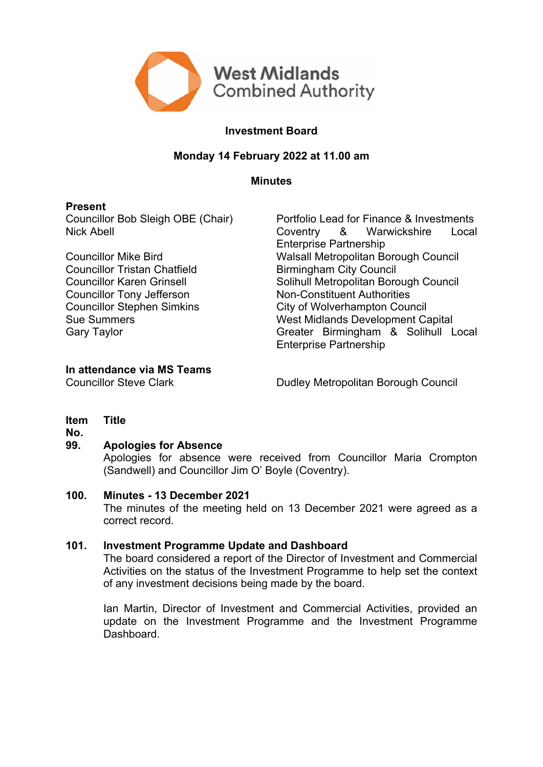West Midlands Combined Authority

# Investment Board

## Monday 14 February 2022 at 11.00 am

## Minutes

**Present**

| | |
|---|---|
| Councillor Bob Sleigh OBE (Chair) | Portfolio Lead for Finance & Investments |
| Nick Abell | Coventry & Warwickshire Local Enterprise Partnership |
| Councillor Mike Bird | Walsall Metropolitan Borough Council |
| Councillor Tristan Chatfield | Birmingham City Council |
| Councillor Karen Grinsell | Solihull Metropolitan Borough Council |
| Councillor Tony Jefferson | Non-Constituent Authorities |
| Councillor Stephen Simkins | City of Wolverhampton Council |
| Sue Summers | West Midlands Development Capital |
| Gary Taylor | Greater Birmingham & Solihull Local Enterprise Partnership |

**In attendance via MS Teams**

| | |
|---|---|
| Councillor Steve Clark | Dudley Metropolitan Borough Council |

**Item No. Title**

**99. Apologies for Absence**

Apologies for absence were received from Councillor Maria Crompton (Sandwell) and Councillor Jim O' Boyle (Coventry).

**100. Minutes - 13 December 2021**

The minutes of the meeting held on 13 December 2021 were agreed as a correct record.

**101. Investment Programme Update and Dashboard**

The board considered a report of the Director of Investment and Commercial Activities on the status of the Investment Programme to help set the context of any investment decisions being made by the board.

Ian Martin, Director of Investment and Commercial Activities, provided an update on the Investment Programme and the Investment Programme Dashboard.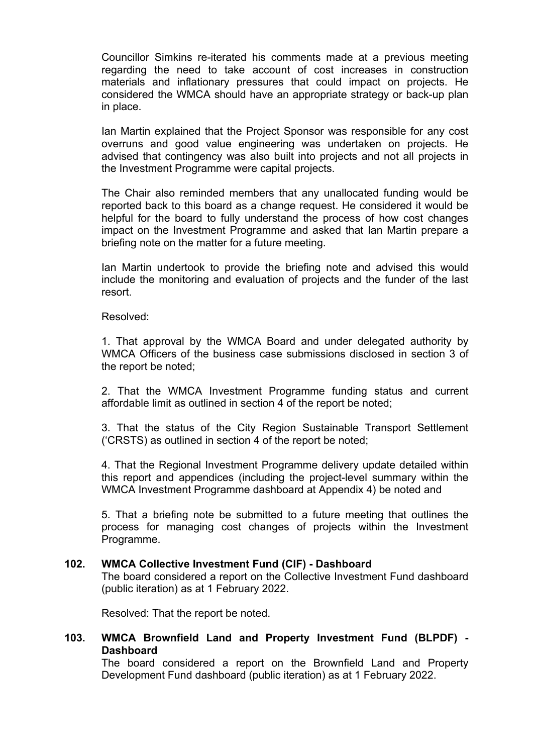Councillor Simkins re-iterated his comments made at a previous meeting regarding the need to take account of cost increases in construction materials and inflationary pressures that could impact on projects. He considered the WMCA should have an appropriate strategy or back-up plan in place.

Ian Martin explained that the Project Sponsor was responsible for any cost overruns and good value engineering was undertaken on projects. He advised that contingency was also built into projects and not all projects in the Investment Programme were capital projects.

The Chair also reminded members that any unallocated funding would be reported back to this board as a change request. He considered it would be helpful for the board to fully understand the process of how cost changes impact on the Investment Programme and asked that Ian Martin prepare a briefing note on the matter for a future meeting.

Ian Martin undertook to provide the briefing note and advised this would include the monitoring and evaluation of projects and the funder of the last resort.

Resolved:

1. That approval by the WMCA Board and under delegated authority by WMCA Officers of the business case submissions disclosed in section 3 of the report be noted;

2. That the WMCA Investment Programme funding status and current affordable limit as outlined in section 4 of the report be noted;

3. That the status of the City Region Sustainable Transport Settlement ('CRSTS) as outlined in section 4 of the report be noted;

4. That the Regional Investment Programme delivery update detailed within this report and appendices (including the project-level summary within the WMCA Investment Programme dashboard at Appendix 4) be noted and

5. That a briefing note be submitted to a future meeting that outlines the process for managing cost changes of projects within the Investment Programme.

### 102. WMCA Collective Investment Fund (CIF) - Dashboard

The board considered a report on the Collective Investment Fund dashboard (public iteration) as at 1 February 2022.

Resolved: That the report be noted.

### 103. WMCA Brownfield Land and Property Investment Fund (BLPDF) - Dashboard

The board considered a report on the Brownfield Land and Property Development Fund dashboard (public iteration) as at 1 February 2022.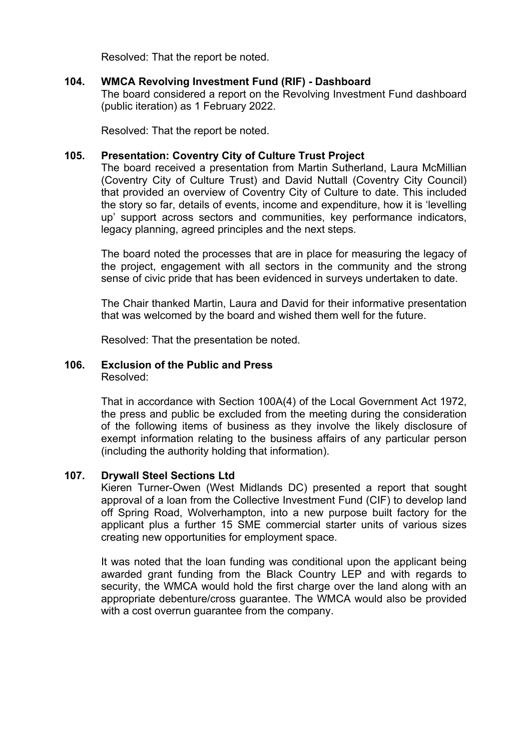Resolved: That the report be noted.

### 104. WMCA Revolving Investment Fund (RIF) - Dashboard

The board considered a report on the Revolving Investment Fund dashboard (public iteration) as 1 February 2022.

Resolved: That the report be noted.

### 105. Presentation: Coventry City of Culture Trust Project

The board received a presentation from Martin Sutherland, Laura McMillian (Coventry City of Culture Trust) and David Nuttall (Coventry City Council) that provided an overview of Coventry City of Culture to date. This included the story so far, details of events, income and expenditure, how it is 'levelling up' support across sectors and communities, key performance indicators, legacy planning, agreed principles and the next steps.

The board noted the processes that are in place for measuring the legacy of the project, engagement with all sectors in the community and the strong sense of civic pride that has been evidenced in surveys undertaken to date.

The Chair thanked Martin, Laura and David for their informative presentation that was welcomed by the board and wished them well for the future.

Resolved: That the presentation be noted.

### 106. Exclusion of the Public and Press

Resolved:

That in accordance with Section 100A(4) of the Local Government Act 1972, the press and public be excluded from the meeting during the consideration of the following items of business as they involve the likely disclosure of exempt information relating to the business affairs of any particular person (including the authority holding that information).

### 107. Drywall Steel Sections Ltd

Kieren Turner-Owen (West Midlands DC) presented a report that sought approval of a loan from the Collective Investment Fund (CIF) to develop land off Spring Road, Wolverhampton, into a new purpose built factory for the applicant plus a further 15 SME commercial starter units of various sizes creating new opportunities for employment space.

It was noted that the loan funding was conditional upon the applicant being awarded grant funding from the Black Country LEP and with regards to security, the WMCA would hold the first charge over the land along with an appropriate debenture/cross guarantee. The WMCA would also be provided with a cost overrun guarantee from the company.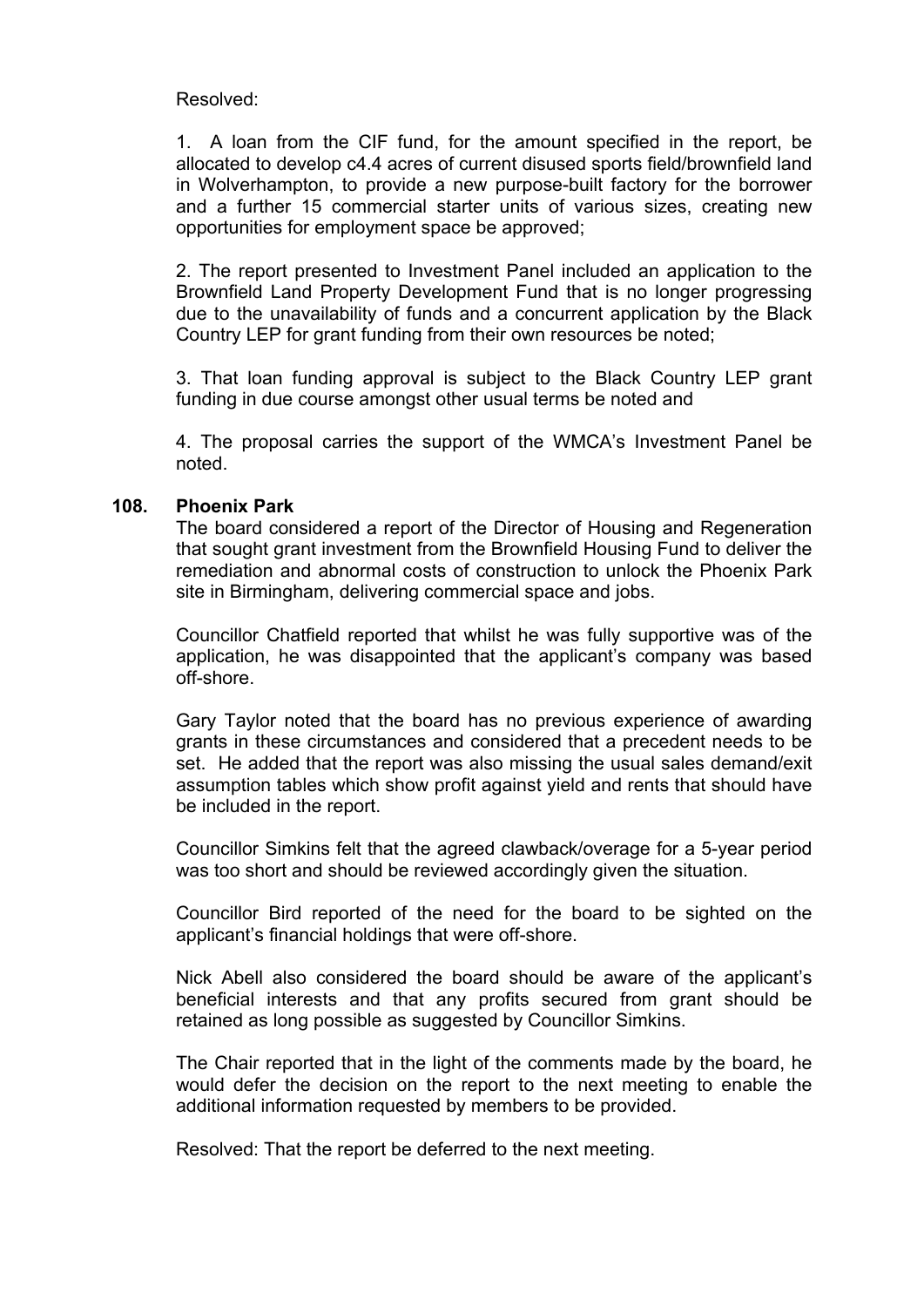Resolved:

1. A loan from the CIF fund, for the amount specified in the report, be allocated to develop c4.4 acres of current disused sports field/brownfield land in Wolverhampton, to provide a new purpose-built factory for the borrower and a further 15 commercial starter units of various sizes, creating new opportunities for employment space be approved;

2. The report presented to Investment Panel included an application to the Brownfield Land Property Development Fund that is no longer progressing due to the unavailability of funds and a concurrent application by the Black Country LEP for grant funding from their own resources be noted;

3. That loan funding approval is subject to the Black Country LEP grant funding in due course amongst other usual terms be noted and

4. The proposal carries the support of the WMCA's Investment Panel be noted.

## 108. Phoenix Park

The board considered a report of the Director of Housing and Regeneration that sought grant investment from the Brownfield Housing Fund to deliver the remediation and abnormal costs of construction to unlock the Phoenix Park site in Birmingham, delivering commercial space and jobs.

Councillor Chatfield reported that whilst he was fully supportive was of the application, he was disappointed that the applicant's company was based off-shore.

Gary Taylor noted that the board has no previous experience of awarding grants in these circumstances and considered that a precedent needs to be set. He added that the report was also missing the usual sales demand/exit assumption tables which show profit against yield and rents that should have be included in the report.

Councillor Simkins felt that the agreed clawback/overage for a 5-year period was too short and should be reviewed accordingly given the situation.

Councillor Bird reported of the need for the board to be sighted on the applicant's financial holdings that were off-shore.

Nick Abell also considered the board should be aware of the applicant's beneficial interests and that any profits secured from grant should be retained as long possible as suggested by Councillor Simkins.

The Chair reported that in the light of the comments made by the board, he would defer the decision on the report to the next meeting to enable the additional information requested by members to be provided.

Resolved: That the report be deferred to the next meeting.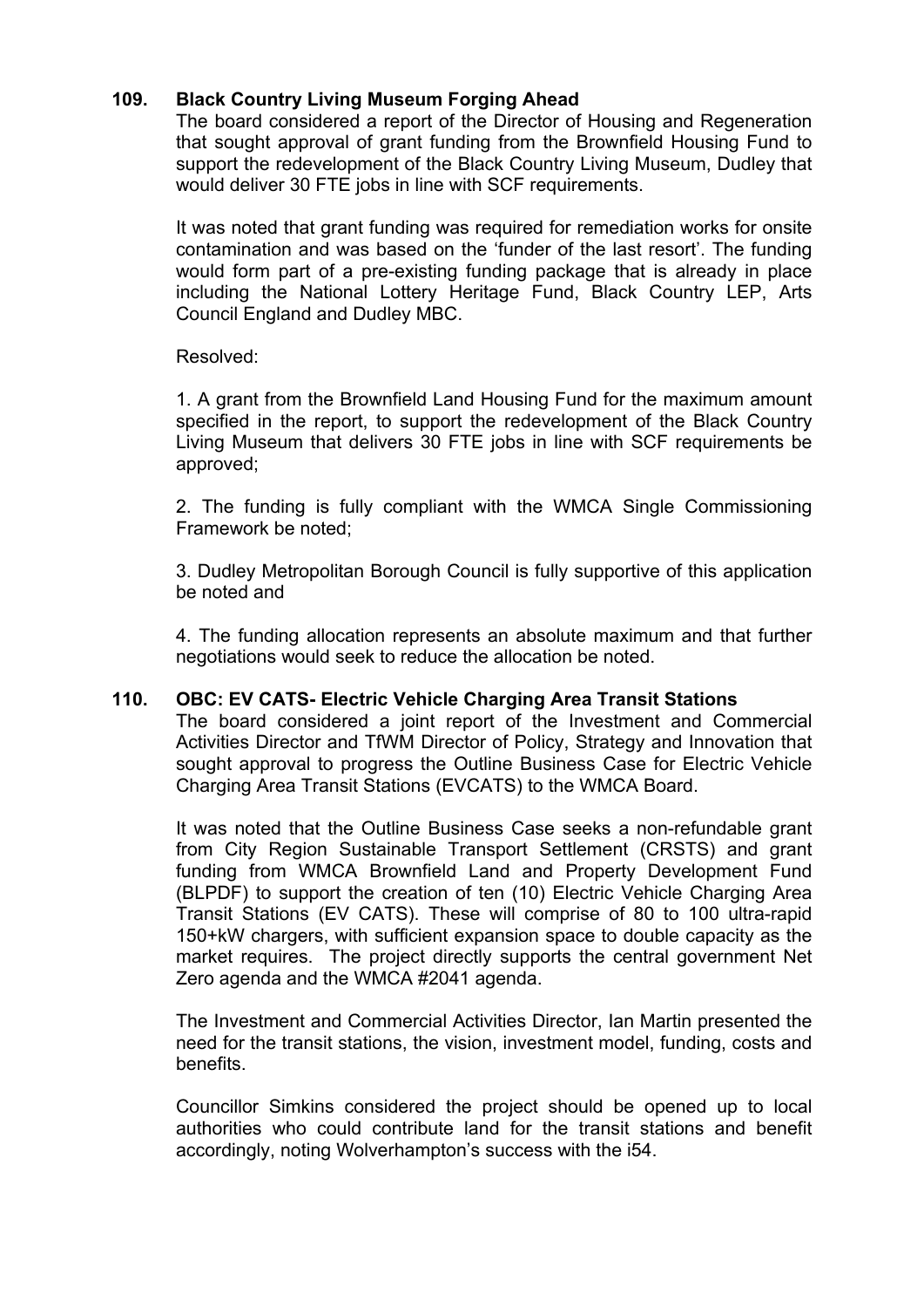### 109. Black Country Living Museum Forging Ahead

The board considered a report of the Director of Housing and Regeneration that sought approval of grant funding from the Brownfield Housing Fund to support the redevelopment of the Black Country Living Museum, Dudley that would deliver 30 FTE jobs in line with SCF requirements.

It was noted that grant funding was required for remediation works for onsite contamination and was based on the 'funder of the last resort'. The funding would form part of a pre-existing funding package that is already in place including the National Lottery Heritage Fund, Black Country LEP, Arts Council England and Dudley MBC.

Resolved:

1. A grant from the Brownfield Land Housing Fund for the maximum amount specified in the report, to support the redevelopment of the Black Country Living Museum that delivers 30 FTE jobs in line with SCF requirements be approved;

2. The funding is fully compliant with the WMCA Single Commissioning Framework be noted;

3. Dudley Metropolitan Borough Council is fully supportive of this application be noted and

4. The funding allocation represents an absolute maximum and that further negotiations would seek to reduce the allocation be noted.

### 110. OBC: EV CATS- Electric Vehicle Charging Area Transit Stations

The board considered a joint report of the Investment and Commercial Activities Director and TfWM Director of Policy, Strategy and Innovation that sought approval to progress the Outline Business Case for Electric Vehicle Charging Area Transit Stations (EVCATS) to the WMCA Board.

It was noted that the Outline Business Case seeks a non-refundable grant from City Region Sustainable Transport Settlement (CRSTS) and grant funding from WMCA Brownfield Land and Property Development Fund (BLPDF) to support the creation of ten (10) Electric Vehicle Charging Area Transit Stations (EV CATS). These will comprise of 80 to 100 ultra-rapid 150+kW chargers, with sufficient expansion space to double capacity as the market requires. The project directly supports the central government Net Zero agenda and the WMCA #2041 agenda.

The Investment and Commercial Activities Director, Ian Martin presented the need for the transit stations, the vision, investment model, funding, costs and benefits.

Councillor Simkins considered the project should be opened up to local authorities who could contribute land for the transit stations and benefit accordingly, noting Wolverhampton's success with the i54.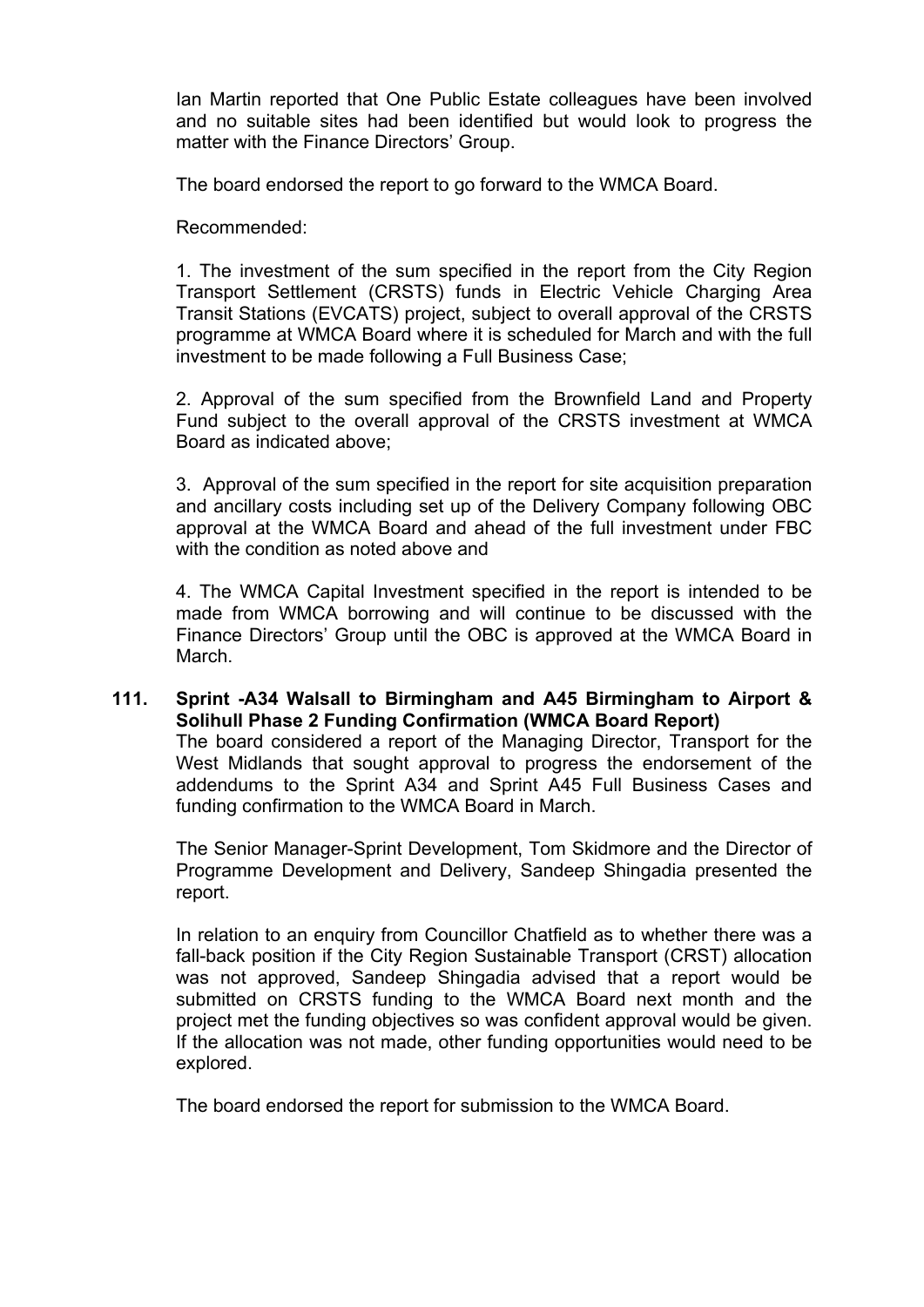Ian Martin reported that One Public Estate colleagues have been involved and no suitable sites had been identified but would look to progress the matter with the Finance Directors' Group.

The board endorsed the report to go forward to the WMCA Board.

Recommended:

1. The investment of the sum specified in the report from the City Region Transport Settlement (CRSTS) funds in Electric Vehicle Charging Area Transit Stations (EVCATS) project, subject to overall approval of the CRSTS programme at WMCA Board where it is scheduled for March and with the full investment to be made following a Full Business Case;

2. Approval of the sum specified from the Brownfield Land and Property Fund subject to the overall approval of the CRSTS investment at WMCA Board as indicated above;

3. Approval of the sum specified in the report for site acquisition preparation and ancillary costs including set up of the Delivery Company following OBC approval at the WMCA Board and ahead of the full investment under FBC with the condition as noted above and

4. The WMCA Capital Investment specified in the report is intended to be made from WMCA borrowing and will continue to be discussed with the Finance Directors' Group until the OBC is approved at the WMCA Board in March.

**111. Sprint -A34 Walsall to Birmingham and A45 Birmingham to Airport & Solihull Phase 2 Funding Confirmation (WMCA Board Report)**

The board considered a report of the Managing Director, Transport for the West Midlands that sought approval to progress the endorsement of the addendums to the Sprint A34 and Sprint A45 Full Business Cases and funding confirmation to the WMCA Board in March.

The Senior Manager-Sprint Development, Tom Skidmore and the Director of Programme Development and Delivery, Sandeep Shingadia presented the report.

In relation to an enquiry from Councillor Chatfield as to whether there was a fall-back position if the City Region Sustainable Transport (CRST) allocation was not approved, Sandeep Shingadia advised that a report would be submitted on CRSTS funding to the WMCA Board next month and the project met the funding objectives so was confident approval would be given. If the allocation was not made, other funding opportunities would need to be explored.

The board endorsed the report for submission to the WMCA Board.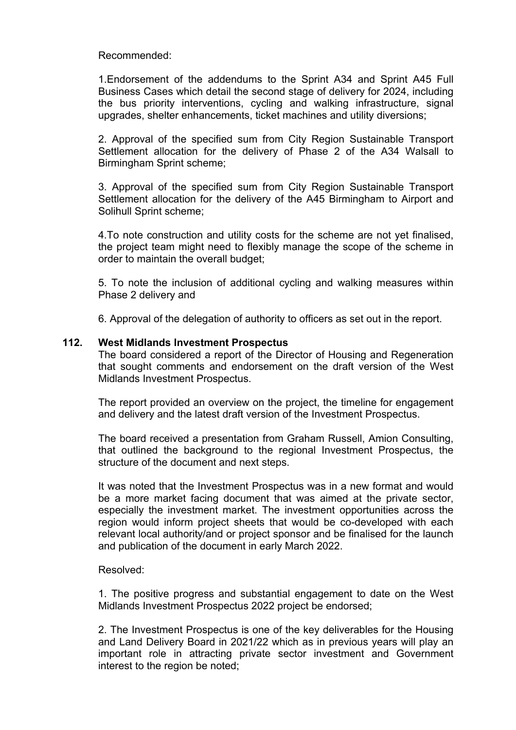Recommended:

1.Endorsement of the addendums to the Sprint A34 and Sprint A45 Full Business Cases which detail the second stage of delivery for 2024, including the bus priority interventions, cycling and walking infrastructure, signal upgrades, shelter enhancements, ticket machines and utility diversions;

2. Approval of the specified sum from City Region Sustainable Transport Settlement allocation for the delivery of Phase 2 of the A34 Walsall to Birmingham Sprint scheme;

3. Approval of the specified sum from City Region Sustainable Transport Settlement allocation for the delivery of the A45 Birmingham to Airport and Solihull Sprint scheme;

4.To note construction and utility costs for the scheme are not yet finalised, the project team might need to flexibly manage the scope of the scheme in order to maintain the overall budget;

5. To note the inclusion of additional cycling and walking measures within Phase 2 delivery and

6. Approval of the delegation of authority to officers as set out in the report.

### 112. West Midlands Investment Prospectus

The board considered a report of the Director of Housing and Regeneration that sought comments and endorsement on the draft version of the West Midlands Investment Prospectus.

The report provided an overview on the project, the timeline for engagement and delivery and the latest draft version of the Investment Prospectus.

The board received a presentation from Graham Russell, Amion Consulting, that outlined the background to the regional Investment Prospectus, the structure of the document and next steps.

It was noted that the Investment Prospectus was in a new format and would be a more market facing document that was aimed at the private sector, especially the investment market. The investment opportunities across the region would inform project sheets that would be co-developed with each relevant local authority/and or project sponsor and be finalised for the launch and publication of the document in early March 2022.

Resolved:

1. The positive progress and substantial engagement to date on the West Midlands Investment Prospectus 2022 project be endorsed;

2. The Investment Prospectus is one of the key deliverables for the Housing and Land Delivery Board in 2021/22 which as in previous years will play an important role in attracting private sector investment and Government interest to the region be noted;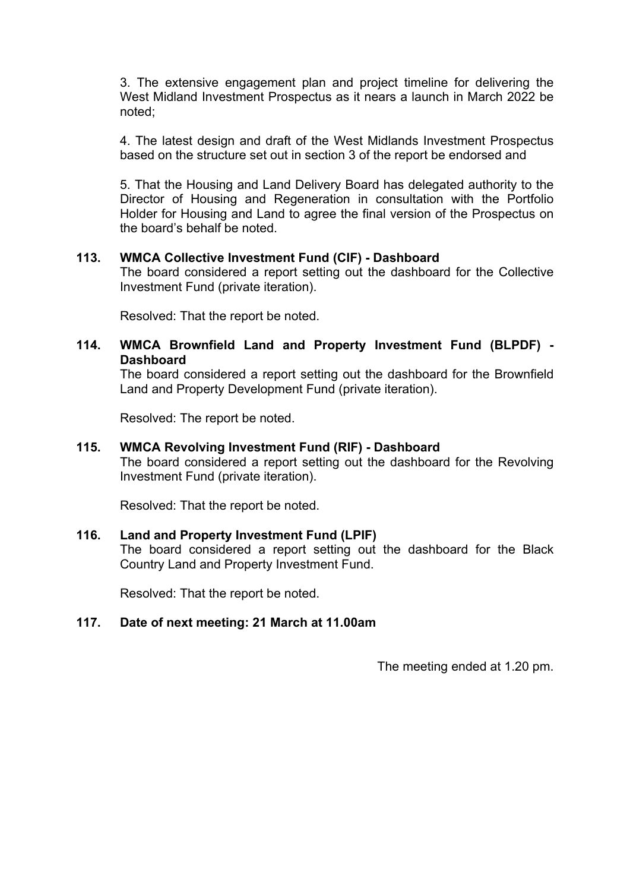3. The extensive engagement plan and project timeline for delivering the West Midland Investment Prospectus as it nears a launch in March 2022 be noted;

4. The latest design and draft of the West Midlands Investment Prospectus based on the structure set out in section 3 of the report be endorsed and

5. That the Housing and Land Delivery Board has delegated authority to the Director of Housing and Regeneration in consultation with the Portfolio Holder for Housing and Land to agree the final version of the Prospectus on the board's behalf be noted.

**113. WMCA Collective Investment Fund (CIF) - Dashboard**

The board considered a report setting out the dashboard for the Collective Investment Fund (private iteration).

Resolved: That the report be noted.

**114. WMCA Brownfield Land and Property Investment Fund (BLPDF) - Dashboard**

The board considered a report setting out the dashboard for the Brownfield Land and Property Development Fund (private iteration).

Resolved: The report be noted.

**115. WMCA Revolving Investment Fund (RIF) - Dashboard**

The board considered a report setting out the dashboard for the Revolving Investment Fund (private iteration).

Resolved: That the report be noted.

**116. Land and Property Investment Fund (LPIF)**

The board considered a report setting out the dashboard for the Black Country Land and Property Investment Fund.

Resolved: That the report be noted.

**117. Date of next meeting: 21 March at 11.00am**

The meeting ended at 1.20 pm.